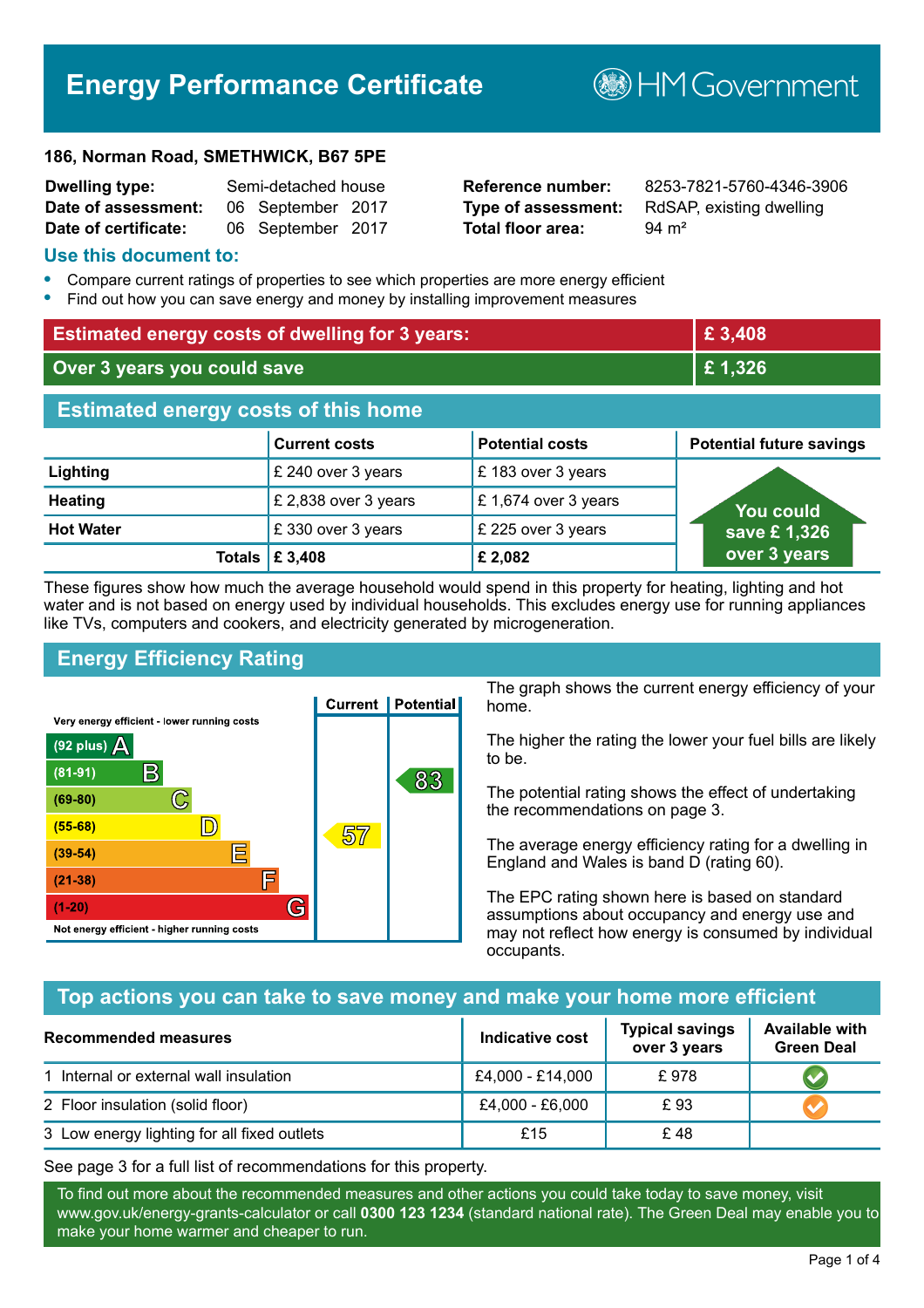# Energy Performance Certificate

HM Government

**186, Norman Road, SMETHWICK, B67 5PE**

| | | | |
|---|---|---|---|
| **Dwelling type:** | Semi-detached house | **Reference number:** | 8253-7821-5760-4346-3906 |
| **Date of assessment:** | 06 September 2017 | **Type of assessment:** | RdSAP, existing dwelling |
| **Date of certificate:** | 06 September 2017 | **Total floor area:** | 94 m² |

## Use this document to:

- Compare current ratings of properties to see which properties are more energy efficient
- Find out how you can save energy and money by installing improvement measures

| | |
|---|---|
| **Estimated energy costs of dwelling for 3 years:** | **£ 3,408** |
| **Over 3 years you could save** | **£ 1,326** |

## Estimated energy costs of this home

| | Current costs | Potential costs | Potential future savings |
|---|---|---|---|
| **Lighting** | £ 240 over 3 years | £ 183 over 3 years | You could save £ 1,326 over 3 years |
| **Heating** | £ 2,838 over 3 years | £ 1,674 over 3 years | |
| **Hot Water** | £ 330 over 3 years | £ 225 over 3 years | |
| **Totals** | **£ 3,408** | **£ 2,082** | |

These figures show how much the average household would spend in this property for heating, lighting and hot water and is not based on energy used by individual households. This excludes energy use for running appliances like TVs, computers and cookers, and electricity generated by microgeneration.

## Energy Efficiency Rating

| Rating band | Current | Potential |
|---|---|---|
| Very energy efficient - lower running costs | | |
| (92 plus) A | | |
| (81-91) B | | 83 |
| (69-80) C | | |
| (55-68) D | 57 | |
| (39-54) E | | |
| (21-38) F | | |
| (1-20) G | | |
| Not energy efficient - higher running costs | | |

The graph shows the current energy efficiency of your home.

The higher the rating the lower your fuel bills are likely to be.

The potential rating shows the effect of undertaking the recommendations on page 3.

The average energy efficiency rating for a dwelling in England and Wales is band D (rating 60).

The EPC rating shown here is based on standard assumptions about occupancy and energy use and may not reflect how energy is consumed by individual occupants.

## Top actions you can take to save money and make your home more efficient

| Recommended measures | Indicative cost | Typical savings over 3 years | Available with Green Deal |
|---|---|---|---|
| 1 Internal or external wall insulation | £4,000 - £14,000 | £ 978 | ✔ |
| 2 Floor insulation (solid floor) | £4,000 - £6,000 | £ 93 | ✔ |
| 3 Low energy lighting for all fixed outlets | £15 | £ 48 | |

See page 3 for a full list of recommendations for this property.

To find out more about the recommended measures and other actions you could take today to save money, visit www.gov.uk/energy-grants-calculator or call **0300 123 1234** (standard national rate). The Green Deal may enable you to make your home warmer and cheaper to run.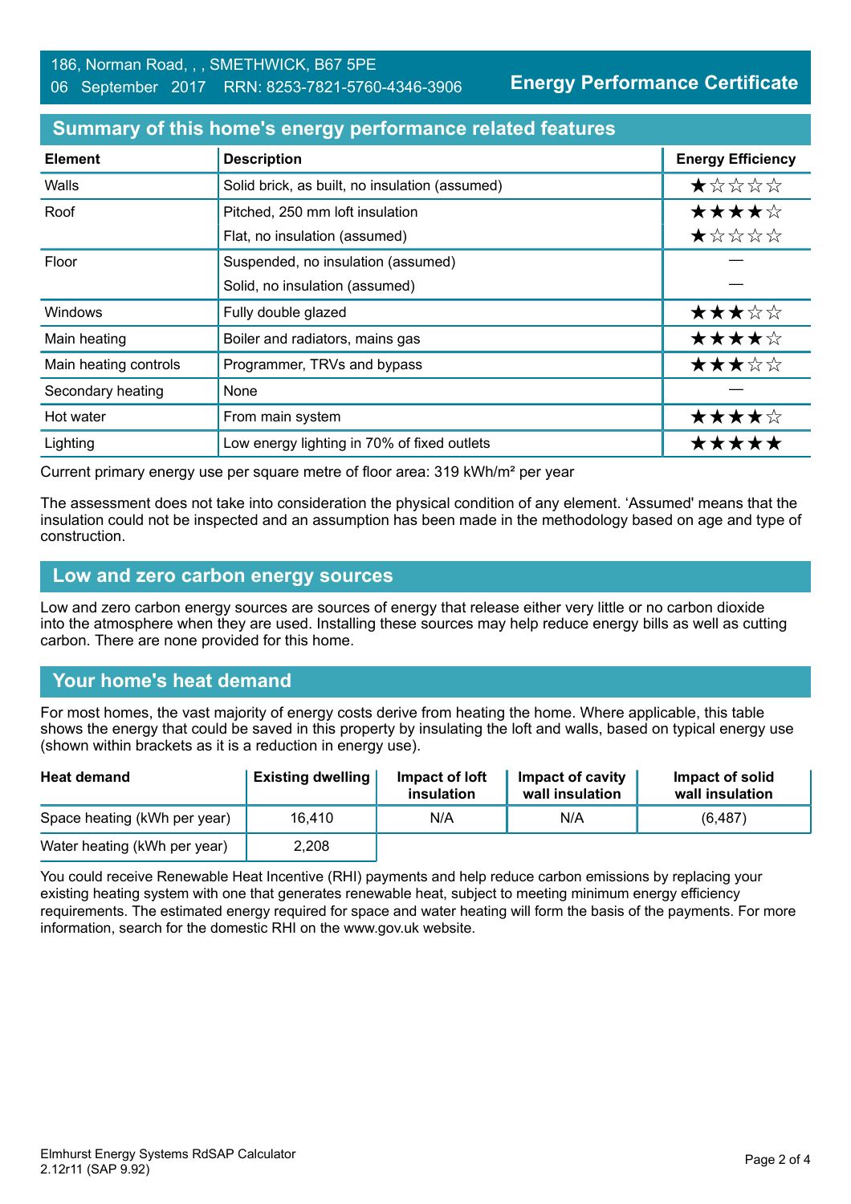186, Norman Road, , , SMETHWICK, B67 5PE
06 September 2017 RRN: 8253-7821-5760-4346-3906

**Energy Performance Certificate**

## Summary of this home's energy performance related features

| Element | Description | Energy Efficiency |
|---|---|---|
| Walls | Solid brick, as built, no insulation (assumed) | ★☆☆☆☆ |
| Roof | Pitched, 250 mm loft insulation | ★★★★☆ |
| | Flat, no insulation (assumed) | ★☆☆☆☆ |
| Floor | Suspended, no insulation (assumed) | — |
| | Solid, no insulation (assumed) | — |
| Windows | Fully double glazed | ★★★☆☆ |
| Main heating | Boiler and radiators, mains gas | ★★★★☆ |
| Main heating controls | Programmer, TRVs and bypass | ★★★☆☆ |
| Secondary heating | None | — |
| Hot water | From main system | ★★★★☆ |
| Lighting | Low energy lighting in 70% of fixed outlets | ★★★★★ |

Current primary energy use per square metre of floor area: 319 kWh/m² per year

The assessment does not take into consideration the physical condition of any element. 'Assumed' means that the insulation could not be inspected and an assumption has been made in the methodology based on age and type of construction.

## Low and zero carbon energy sources

Low and zero carbon energy sources are sources of energy that release either very little or no carbon dioxide into the atmosphere when they are used. Installing these sources may help reduce energy bills as well as cutting carbon. There are none provided for this home.

## Your home's heat demand

For most homes, the vast majority of energy costs derive from heating the home. Where applicable, this table shows the energy that could be saved in this property by insulating the loft and walls, based on typical energy use (shown within brackets as it is a reduction in energy use).

| Heat demand | Existing dwelling | Impact of loft insulation | Impact of cavity wall insulation | Impact of solid wall insulation |
|---|---|---|---|---|
| Space heating (kWh per year) | 16,410 | N/A | N/A | (6,487) |
| Water heating (kWh per year) | 2,208 | | | |

You could receive Renewable Heat Incentive (RHI) payments and help reduce carbon emissions by replacing your existing heating system with one that generates renewable heat, subject to meeting minimum energy efficiency requirements. The estimated energy required for space and water heating will form the basis of the payments. For more information, search for the domestic RHI on the www.gov.uk website.

Elmhurst Energy Systems RdSAP Calculator
2.12r11 (SAP 9.92)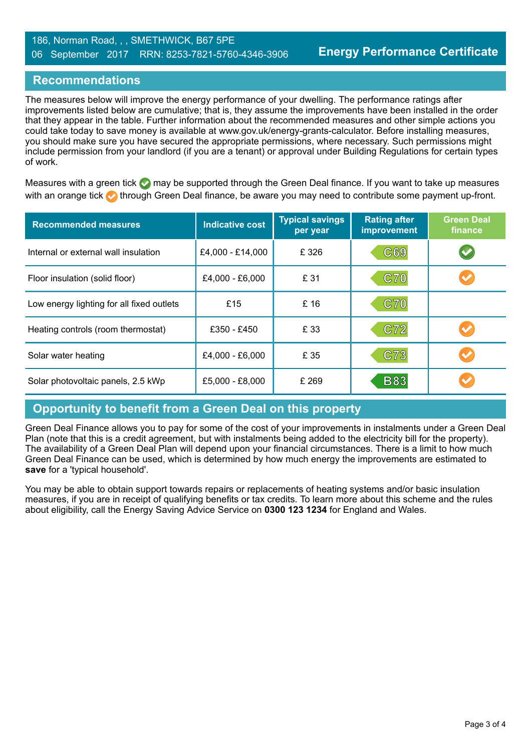186, Norman Road, , , SMETHWICK, B67 5PE
06 September 2017 RRN: 8253-7821-5760-4346-3906

**Energy Performance Certificate**

## Recommendations

The measures below will improve the energy performance of your dwelling. The performance ratings after improvements listed below are cumulative; that is, they assume the improvements have been installed in the order that they appear in the table. Further information about the recommended measures and other simple actions you could take today to save money is available at www.gov.uk/energy-grants-calculator. Before installing measures, you should make sure you have secured the appropriate permissions, where necessary. Such permissions might include permission from your landlord (if you are a tenant) or approval under Building Regulations for certain types of work.

Measures with a green tick may be supported through the Green Deal finance. If you want to take up measures with an orange tick through Green Deal finance, be aware you may need to contribute some payment up-front.

| Recommended measures | Indicative cost | Typical savings per year | Rating after improvement | Green Deal finance |
|---|---|---|---|---|
| Internal or external wall insulation | £4,000 - £14,000 | £ 326 | C69 | Green tick |
| Floor insulation (solid floor) | £4,000 - £6,000 | £ 31 | C70 | Orange tick |
| Low energy lighting for all fixed outlets | £15 | £ 16 | C70 | |
| Heating controls (room thermostat) | £350 - £450 | £ 33 | C72 | Orange tick |
| Solar water heating | £4,000 - £6,000 | £ 35 | C73 | Orange tick |
| Solar photovoltaic panels, 2.5 kWp | £5,000 - £8,000 | £ 269 | B83 | Orange tick |

## Opportunity to benefit from a Green Deal on this property

Green Deal Finance allows you to pay for some of the cost of your improvements in instalments under a Green Deal Plan (note that this is a credit agreement, but with instalments being added to the electricity bill for the property). The availability of a Green Deal Plan will depend upon your financial circumstances. There is a limit to how much Green Deal Finance can be used, which is determined by how much energy the improvements are estimated to **save** for a 'typical household'.

You may be able to obtain support towards repairs or replacements of heating systems and/or basic insulation measures, if you are in receipt of qualifying benefits or tax credits. To learn more about this scheme and the rules about eligibility, call the Energy Saving Advice Service on **0300 123 1234** for England and Wales.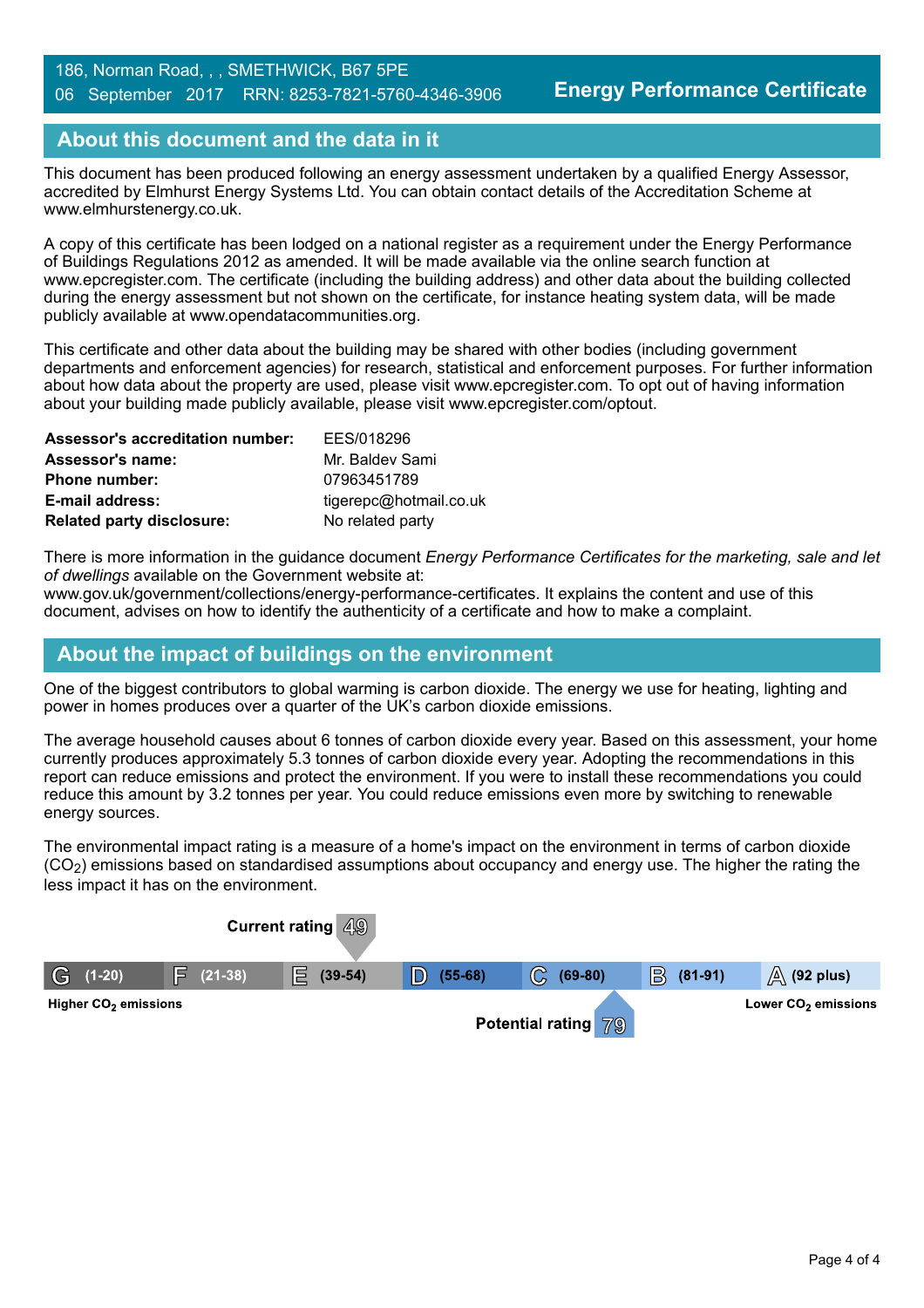186, Norman Road, , , SMETHWICK, B67 5PE
06 September 2017 RRN: 8253-7821-5760-4346-3906

**Energy Performance Certificate**

## About this document and the data in it

This document has been produced following an energy assessment undertaken by a qualified Energy Assessor, accredited by Elmhurst Energy Systems Ltd. You can obtain contact details of the Accreditation Scheme at www.elmhurstenergy.co.uk.

A copy of this certificate has been lodged on a national register as a requirement under the Energy Performance of Buildings Regulations 2012 as amended. It will be made available via the online search function at www.epcregister.com. The certificate (including the building address) and other data about the building collected during the energy assessment but not shown on the certificate, for instance heating system data, will be made publicly available at www.opendatacommunities.org.

This certificate and other data about the building may be shared with other bodies (including government departments and enforcement agencies) for research, statistical and enforcement purposes. For further information about how data about the property are used, please visit www.epcregister.com. To opt out of having information about your building made publicly available, please visit www.epcregister.com/optout.

| | |
|---|---|
| **Assessor's accreditation number:** | EES/018296 |
| **Assessor's name:** | Mr. Baldev Sami |
| **Phone number:** | 07963451789 |
| **E-mail address:** | tigerepc@hotmail.co.uk |
| **Related party disclosure:** | No related party |

There is more information in the guidance document *Energy Performance Certificates for the marketing, sale and let of dwellings* available on the Government website at: www.gov.uk/government/collections/energy-performance-certificates. It explains the content and use of this document, advises on how to identify the authenticity of a certificate and how to make a complaint.

## About the impact of buildings on the environment

One of the biggest contributors to global warming is carbon dioxide. The energy we use for heating, lighting and power in homes produces over a quarter of the UK's carbon dioxide emissions.

The average household causes about 6 tonnes of carbon dioxide every year. Based on this assessment, your home currently produces approximately 5.3 tonnes of carbon dioxide every year. Adopting the recommendations in this report can reduce emissions and protect the environment. If you were to install these recommendations you could reduce this amount by 3.2 tonnes per year. You could reduce emissions even more by switching to renewable energy sources.

The environmental impact rating is a measure of a home's impact on the environment in terms of carbon dioxide ($CO_2$) emissions based on standardised assumptions about occupancy and energy use. The higher the rating the less impact it has on the environment.

Current rating 49

G (1-20) F (21-38) E (39-54) D (55-68) C (69-80) B (81-91) A (92 plus)

Higher $CO_2$ emissions

Lower $CO_2$ emissions

Potential rating 79